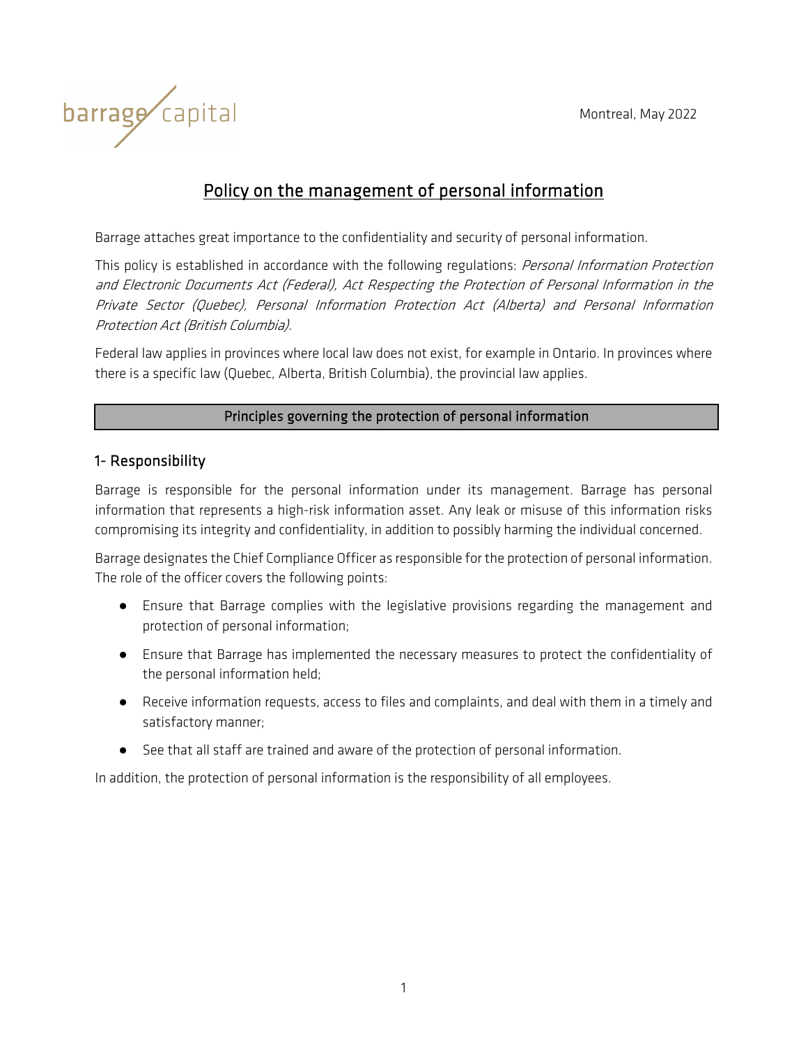barrage capital

Montreal, May 2022

# Policy on the management of personal information

Barrage attaches great importance to the confidentiality and security of personal information.

This policy is established in accordance with the following regulations: *Personal Information Protection and Electronic Documents Act (Federal), Act Respecting the Protection of Personal Information in the Private Sector (Quebec), Personal Information Protection Act (Alberta) and Personal Information Protection Act (British Columbia).*

Federal law applies in provinces where local law does not exist, for example in Ontario. In provinces where there is a specific law (Quebec, Alberta, British Columbia), the provincial law applies.

## Principles governing the protection of personal information

### 1- Responsibility

Barrage is responsible for the personal information under its management. Barrage has personal information that represents a high-risk information asset. Any leak or misuse of this information risks compromising its integrity and confidentiality, in addition to possibly harming the individual concerned.

Barrage designates the Chief Compliance Officer as responsible for the protection of personal information. The role of the officer covers the following points:

- Ensure that Barrage complies with the legislative provisions regarding the management and protection of personal information;
- Ensure that Barrage has implemented the necessary measures to protect the confidentiality of the personal information held;
- Receive information requests, access to files and complaints, and deal with them in a timely and satisfactory manner;
- See that all staff are trained and aware of the protection of personal information.

In addition, the protection of personal information is the responsibility of all employees.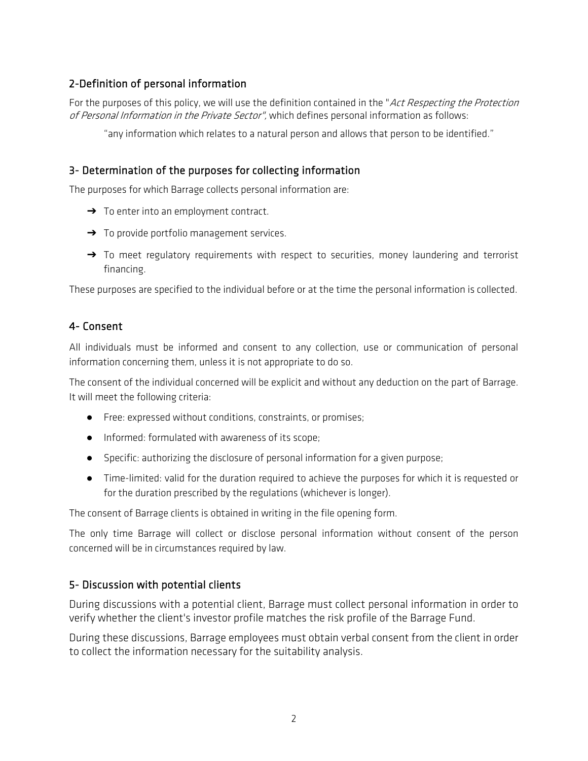## 2-Definition of personal information

For the purposes of this policy, we will use the definition contained in the "*Act Respecting the Protection of Personal Information in the Private Sector"*, which defines personal information as follows:

> "any information which relates to a natural person and allows that person to be identified."

## 3- Determination of the purposes for collecting information

The purposes for which Barrage collects personal information are:

- ➔ To enter into an employment contract.
- ➔ To provide portfolio management services.
- ➔ To meet regulatory requirements with respect to securities, money laundering and terrorist financing.

These purposes are specified to the individual before or at the time the personal information is collected.

## 4- Consent

All individuals must be informed and consent to any collection, use or communication of personal information concerning them, unless it is not appropriate to do so.

The consent of the individual concerned will be explicit and without any deduction on the part of Barrage. It will meet the following criteria:

- Free: expressed without conditions, constraints, or promises;
- Informed: formulated with awareness of its scope;
- Specific: authorizing the disclosure of personal information for a given purpose;
- Time-limited: valid for the duration required to achieve the purposes for which it is requested or for the duration prescribed by the regulations (whichever is longer).

The consent of Barrage clients is obtained in writing in the file opening form.

The only time Barrage will collect or disclose personal information without consent of the person concerned will be in circumstances required by law.

## 5- Discussion with potential clients

During discussions with a potential client, Barrage must collect personal information in order to verify whether the client's investor profile matches the risk profile of the Barrage Fund.

During these discussions, Barrage employees must obtain verbal consent from the client in order to collect the information necessary for the suitability analysis.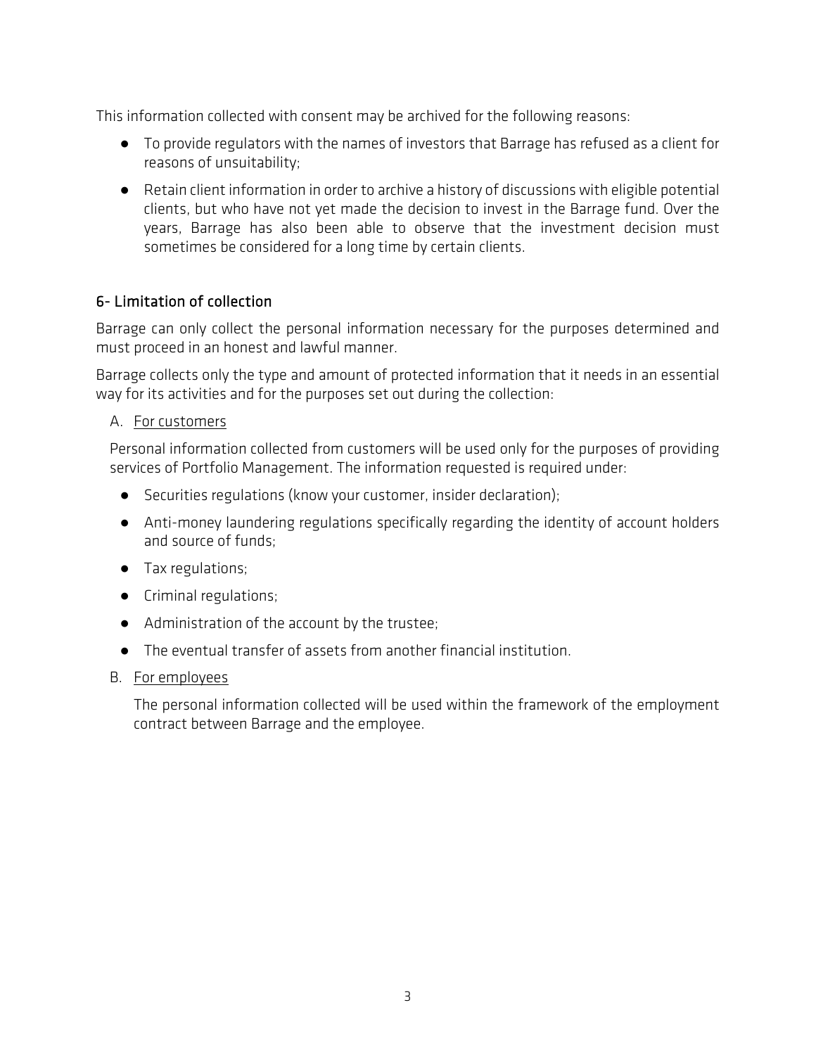This information collected with consent may be archived for the following reasons:

- To provide regulators with the names of investors that Barrage has refused as a client for reasons of unsuitability;
- Retain client information in order to archive a history of discussions with eligible potential clients, but who have not yet made the decision to invest in the Barrage fund. Over the years, Barrage has also been able to observe that the investment decision must sometimes be considered for a long time by certain clients.

## 6- Limitation of collection

Barrage can only collect the personal information necessary for the purposes determined and must proceed in an honest and lawful manner.

Barrage collects only the type and amount of protected information that it needs in an essential way for its activities and for the purposes set out during the collection:

A. For customers

Personal information collected from customers will be used only for the purposes of providing services of Portfolio Management. The information requested is required under:

- Securities regulations (know your customer, insider declaration);
- Anti-money laundering regulations specifically regarding the identity of account holders and source of funds;
- Tax regulations;
- Criminal regulations;
- Administration of the account by the trustee;
- The eventual transfer of assets from another financial institution.

B. For employees

The personal information collected will be used within the framework of the employment contract between Barrage and the employee.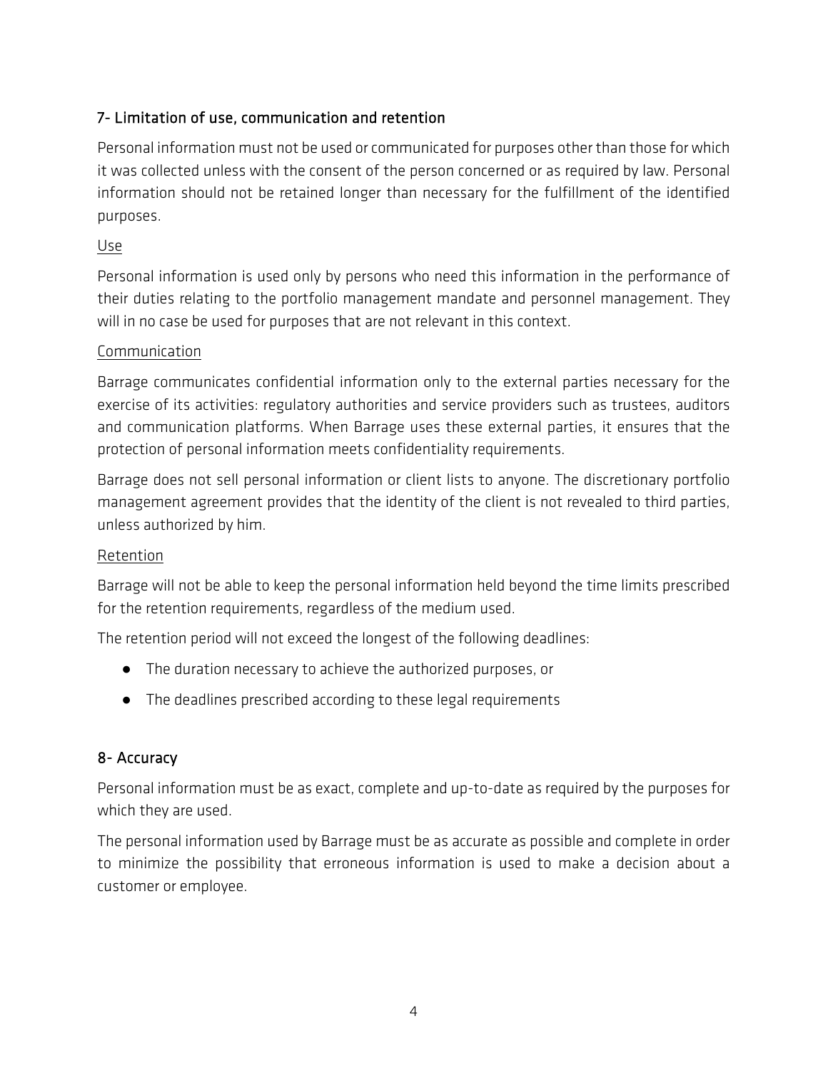## 7- Limitation of use, communication and retention

Personal information must not be used or communicated for purposes other than those for which it was collected unless with the consent of the person concerned or as required by law. Personal information should not be retained longer than necessary for the fulfillment of the identified purposes.

Use

Personal information is used only by persons who need this information in the performance of their duties relating to the portfolio management mandate and personnel management. They will in no case be used for purposes that are not relevant in this context.

Communication

Barrage communicates confidential information only to the external parties necessary for the exercise of its activities: regulatory authorities and service providers such as trustees, auditors and communication platforms. When Barrage uses these external parties, it ensures that the protection of personal information meets confidentiality requirements.

Barrage does not sell personal information or client lists to anyone. The discretionary portfolio management agreement provides that the identity of the client is not revealed to third parties, unless authorized by him.

Retention

Barrage will not be able to keep the personal information held beyond the time limits prescribed for the retention requirements, regardless of the medium used.

The retention period will not exceed the longest of the following deadlines:

- The duration necessary to achieve the authorized purposes, or
- The deadlines prescribed according to these legal requirements

## 8- Accuracy

Personal information must be as exact, complete and up-to-date as required by the purposes for which they are used.

The personal information used by Barrage must be as accurate as possible and complete in order to minimize the possibility that erroneous information is used to make a decision about a customer or employee.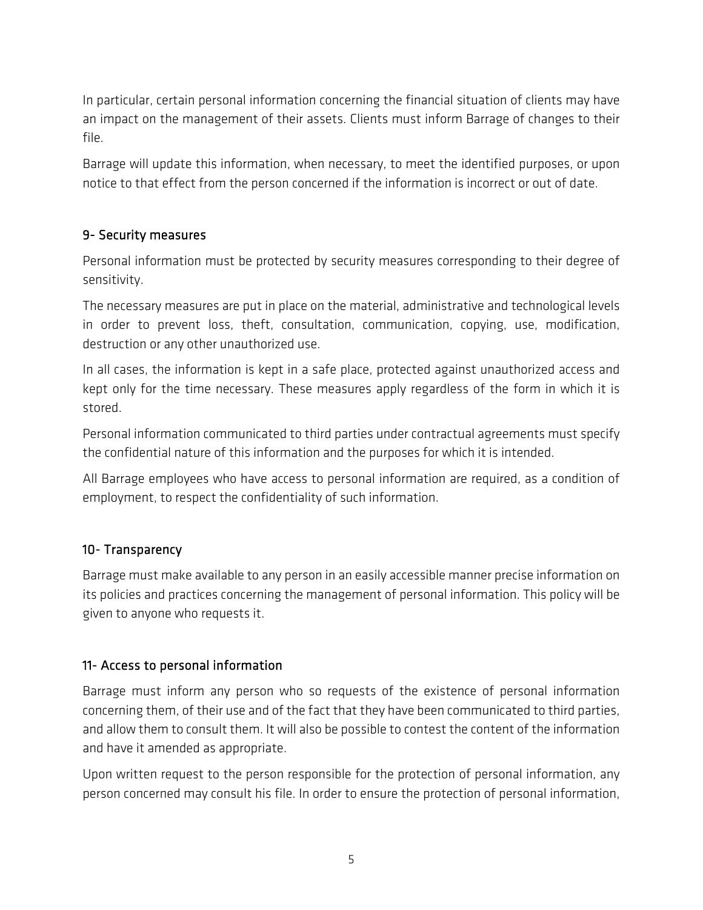In particular, certain personal information concerning the financial situation of clients may have an impact on the management of their assets. Clients must inform Barrage of changes to their file.

Barrage will update this information, when necessary, to meet the identified purposes, or upon notice to that effect from the person concerned if the information is incorrect or out of date.

## 9- Security measures

Personal information must be protected by security measures corresponding to their degree of sensitivity.

The necessary measures are put in place on the material, administrative and technological levels in order to prevent loss, theft, consultation, communication, copying, use, modification, destruction or any other unauthorized use.

In all cases, the information is kept in a safe place, protected against unauthorized access and kept only for the time necessary. These measures apply regardless of the form in which it is stored.

Personal information communicated to third parties under contractual agreements must specify the confidential nature of this information and the purposes for which it is intended.

All Barrage employees who have access to personal information are required, as a condition of employment, to respect the confidentiality of such information.

## 10- Transparency

Barrage must make available to any person in an easily accessible manner precise information on its policies and practices concerning the management of personal information. This policy will be given to anyone who requests it.

## 11- Access to personal information

Barrage must inform any person who so requests of the existence of personal information concerning them, of their use and of the fact that they have been communicated to third parties, and allow them to consult them. It will also be possible to contest the content of the information and have it amended as appropriate.

Upon written request to the person responsible for the protection of personal information, any person concerned may consult his file. In order to ensure the protection of personal information,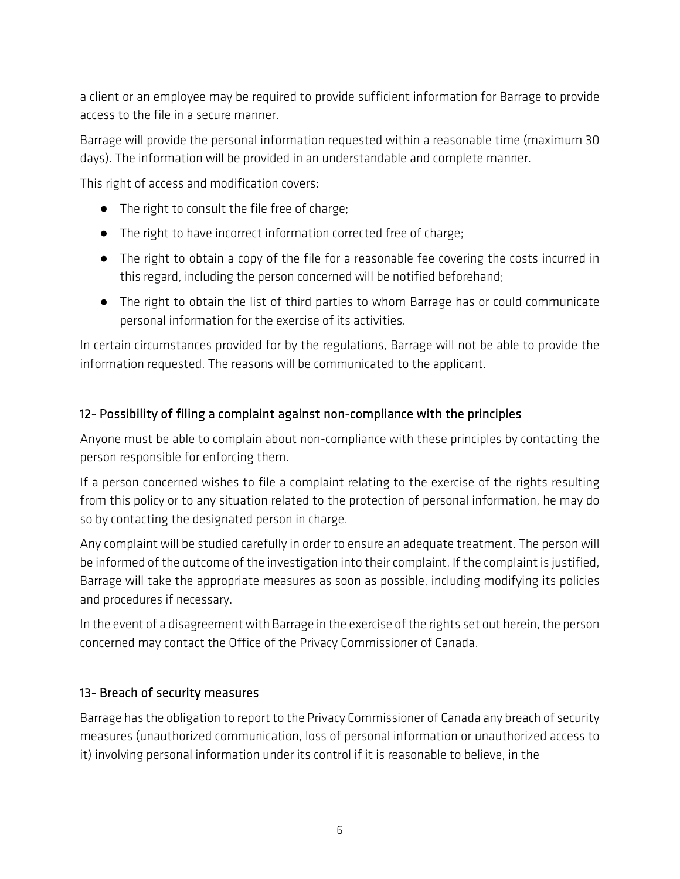a client or an employee may be required to provide sufficient information for Barrage to provide access to the file in a secure manner.

Barrage will provide the personal information requested within a reasonable time (maximum 30 days). The information will be provided in an understandable and complete manner.

This right of access and modification covers:

- The right to consult the file free of charge;
- The right to have incorrect information corrected free of charge;
- The right to obtain a copy of the file for a reasonable fee covering the costs incurred in this regard, including the person concerned will be notified beforehand;
- The right to obtain the list of third parties to whom Barrage has or could communicate personal information for the exercise of its activities.

In certain circumstances provided for by the regulations, Barrage will not be able to provide the information requested. The reasons will be communicated to the applicant.

## 12- Possibility of filing a complaint against non-compliance with the principles

Anyone must be able to complain about non-compliance with these principles by contacting the person responsible for enforcing them.

If a person concerned wishes to file a complaint relating to the exercise of the rights resulting from this policy or to any situation related to the protection of personal information, he may do so by contacting the designated person in charge.

Any complaint will be studied carefully in order to ensure an adequate treatment. The person will be informed of the outcome of the investigation into their complaint. If the complaint is justified, Barrage will take the appropriate measures as soon as possible, including modifying its policies and procedures if necessary.

In the event of a disagreement with Barrage in the exercise of the rights set out herein, the person concerned may contact the Office of the Privacy Commissioner of Canada.

## 13- Breach of security measures

Barrage has the obligation to report to the Privacy Commissioner of Canada any breach of security measures (unauthorized communication, loss of personal information or unauthorized access to it) involving personal information under its control if it is reasonable to believe, in the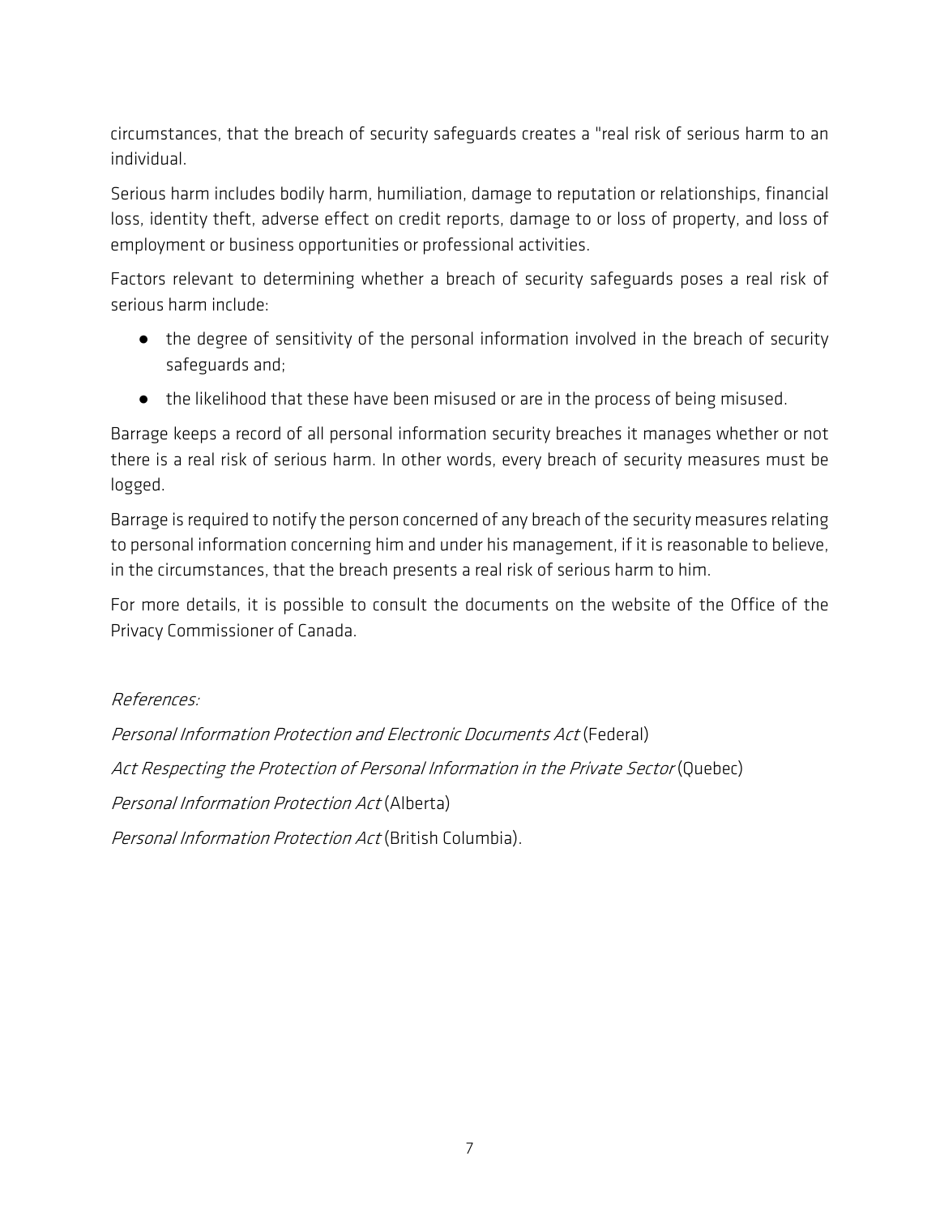circumstances, that the breach of security safeguards creates a "real risk of serious harm to an individual.

Serious harm includes bodily harm, humiliation, damage to reputation or relationships, financial loss, identity theft, adverse effect on credit reports, damage to or loss of property, and loss of employment or business opportunities or professional activities.

Factors relevant to determining whether a breach of security safeguards poses a real risk of serious harm include:

- the degree of sensitivity of the personal information involved in the breach of security safeguards and;
- the likelihood that these have been misused or are in the process of being misused.

Barrage keeps a record of all personal information security breaches it manages whether or not there is a real risk of serious harm. In other words, every breach of security measures must be logged.

Barrage is required to notify the person concerned of any breach of the security measures relating to personal information concerning him and under his management, if it is reasonable to believe, in the circumstances, that the breach presents a real risk of serious harm to him.

For more details, it is possible to consult the documents on the website of the Office of the Privacy Commissioner of Canada.

*References:*

*Personal Information Protection and Electronic Documents Act* (Federal)

*Act Respecting the Protection of Personal Information in the Private Sector* (Quebec)

*Personal Information Protection Act* (Alberta)

*Personal Information Protection Act* (British Columbia).